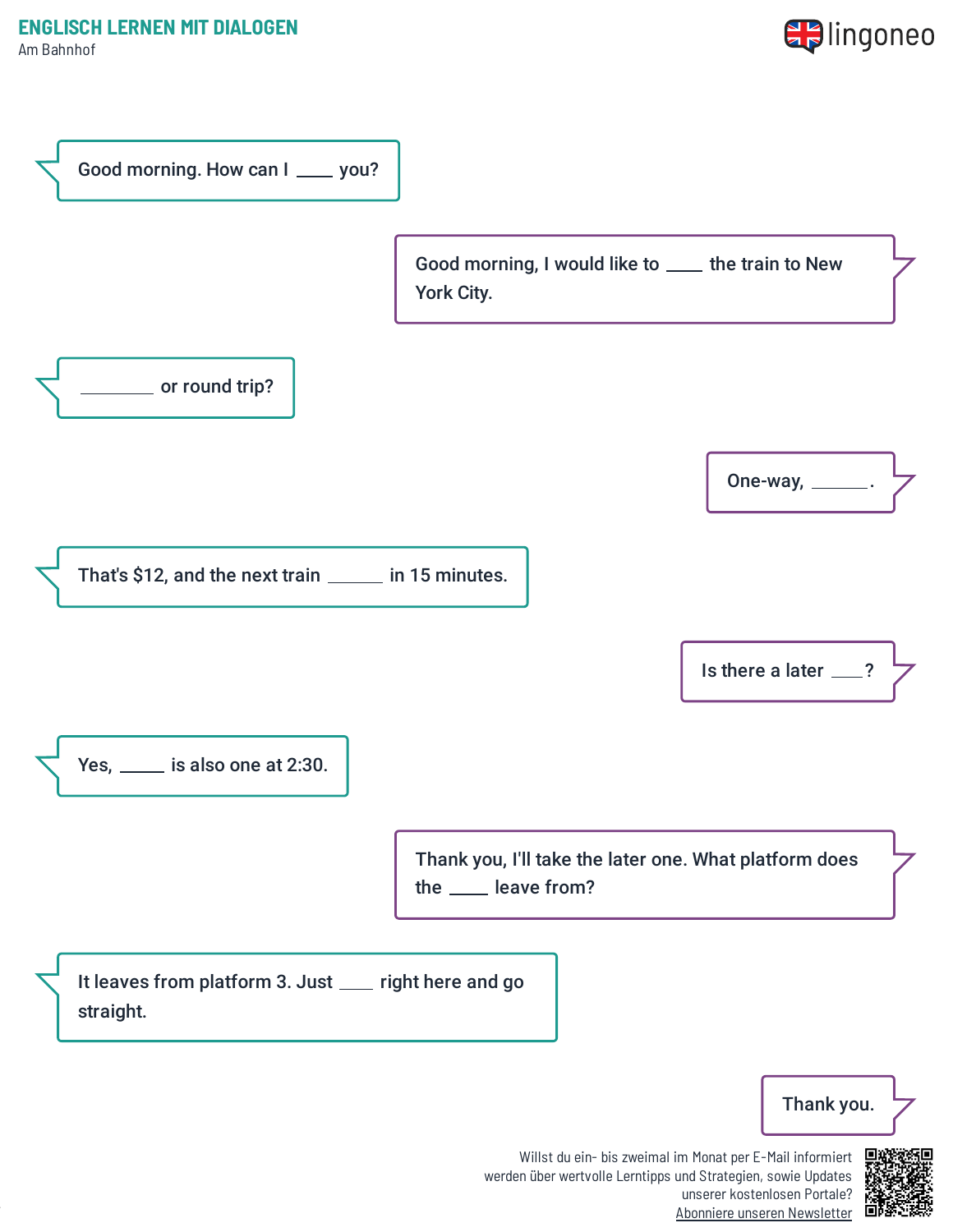# ENGLISCH LERNEN MIT DIALOGEN

Am Bahnhof

Good morning. How can I ____ you?

Good morning, I would like to ____ the train to New York City.

________ or round trip?

One-way, ______.

That's $12, and the next train ______ in 15 minutes.

Is there a later ___?

Yes, _____ is also one at 2:30.

Thank you, I'll take the later one. What platform does the ____ leave from?

It leaves from platform 3. Just ____ right here and go straight.

Thank you.

Willst du ein- bis zweimal im Monat per E-Mail informiert werden über wertvolle Lerntipps und Strategien, sowie Updates unserer kostenlosen Portale? Abonniere unseren Newsletter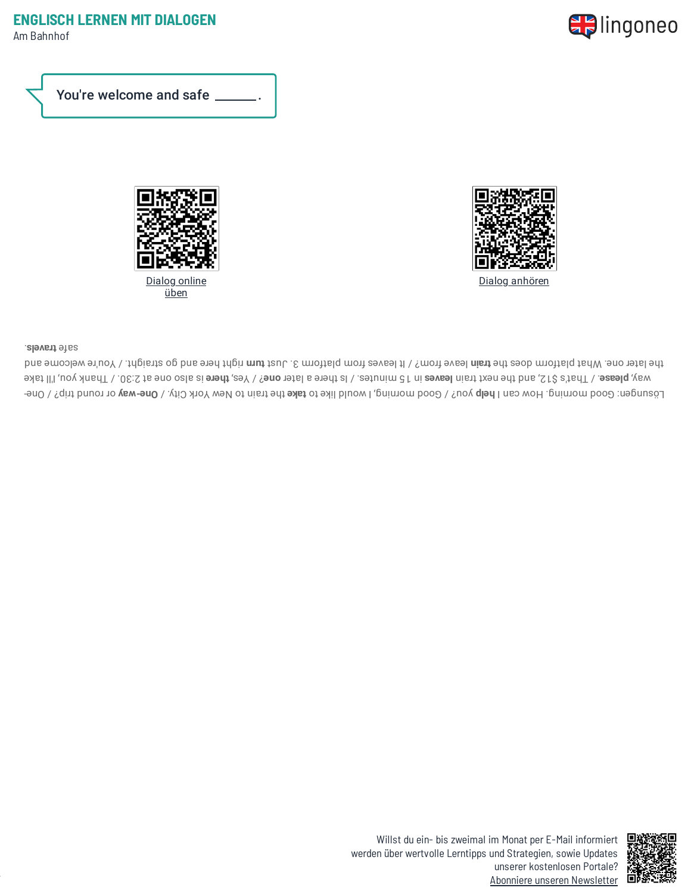You're welcome and safe ______.

Dialog online üben

Dialog anhören

Lösungen: Good morning. How can I **help** you? / Good morning, I would like to **take** the train to New York City. / **One-way** or round trip? / One-way, **please**. / That's $12, and the next train **leaves** in 15 minutes. / Is there a later **one**? / Yes, **there** is also one at 2:30. / Thank you, I'll take the later one. What platform does the **train** leave from? / It leaves from platform 3. Just **turn** right here and go straight. / You're welcome and safe **travels**.

Willst du ein- bis zweimal im Monat per E-Mail informiert werden über wertvolle Lerntipps und Strategien, sowie Updates unserer kostenlosen Portale? Abonniere unseren Newsletter